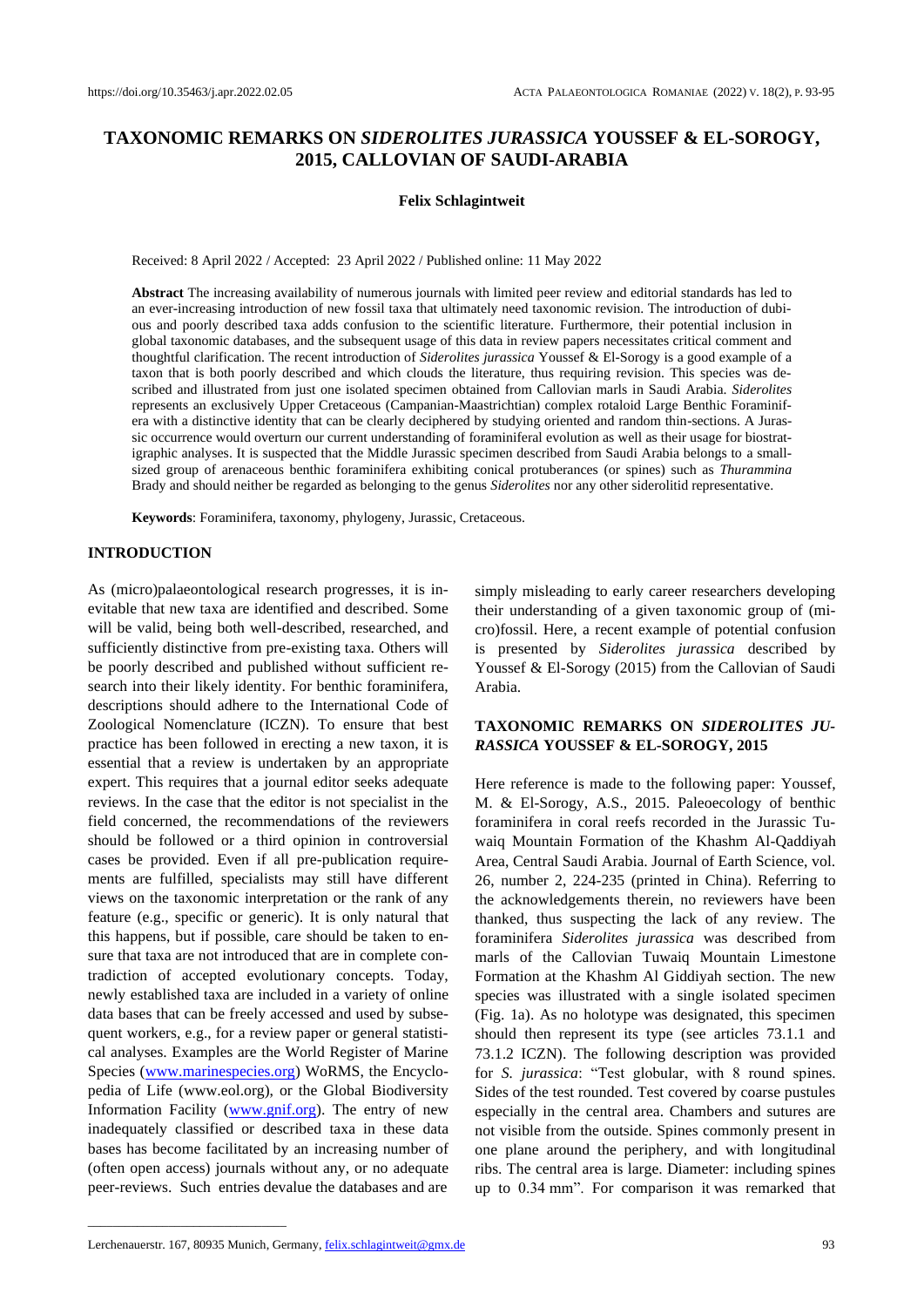# TAXONOMIC REMARKS ON *SIDEROLITES JURASSICA* YOUSSEF & EL-SOROGY, 2015, CALLOVIAN OF SAUDI-ARABIA

**Felix Schlagintweit**

Received: 8 April 2022 / Accepted: 23 April 2022 / Published online: 11 May 2022

**Abstract** The increasing availability of numerous journals with limited peer review and editorial standards has led to an ever-increasing introduction of new fossil taxa that ultimately need taxonomic revision. The introduction of dubious and poorly described taxa adds confusion to the scientific literature. Furthermore, their potential inclusion in global taxonomic databases, and the subsequent usage of this data in review papers necessitates critical comment and thoughtful clarification. The recent introduction of *Siderolites jurassica* Youssef & El-Sorogy is a good example of a taxon that is both poorly described and which clouds the literature, thus requiring revision. This species was described and illustrated from just one isolated specimen obtained from Callovian marls in Saudi Arabia. *Siderolites* represents an exclusively Upper Cretaceous (Campanian-Maastrichtian) complex rotaloid Large Benthic Foraminifera with a distinctive identity that can be clearly deciphered by studying oriented and random thin-sections. A Jurassic occurrence would overturn our current understanding of foraminiferal evolution as well as their usage for biostratigraphic analyses. It is suspected that the Middle Jurassic specimen described from Saudi Arabia belongs to a small-sized group of arenaceous benthic foraminifera exhibiting conical protuberances (or spines) such as *Thurammina* Brady and should neither be regarded as belonging to the genus *Siderolites* nor any other siderolitid representative.

**Keywords**: Foraminifera, taxonomy, phylogeny, Jurassic, Cretaceous.

## INTRODUCTION

As (micro)palaeontological research progresses, it is inevitable that new taxa are identified and described. Some will be valid, being both well-described, researched, and sufficiently distinctive from pre-existing taxa. Others will be poorly described and published without sufficient research into their likely identity. For benthic foraminifera, descriptions should adhere to the International Code of Zoological Nomenclature (ICZN). To ensure that best practice has been followed in erecting a new taxon, it is essential that a review is undertaken by an appropriate expert. This requires that a journal editor seeks adequate reviews. In the case that the editor is not specialist in the field concerned, the recommendations of the reviewers should be followed or a third opinion in controversial cases be provided. Even if all pre-publication requirements are fulfilled, specialists may still have different views on the taxonomic interpretation or the rank of any feature (e.g., specific or generic). It is only natural that this happens, but if possible, care should be taken to ensure that taxa are not introduced that are in complete contradiction of accepted evolutionary concepts. Today, newly established taxa are included in a variety of online data bases that can be freely accessed and used by subsequent workers, e.g., for a review paper or general statistical analyses. Examples are the World Register of Marine Species (www.marinespecies.org) WoRMS, the Encyclopedia of Life (www.eol.org), or the Global Biodiversity Information Facility (www.gnif.org). The entry of new inadequately classified or described taxa in these data bases has become facilitated by an increasing number of (often open access) journals without any, or no adequate peer-reviews. Such entries devalue the databases and are simply misleading to early career researchers developing their understanding of a given taxonomic group of (micro)fossil. Here, a recent example of potential confusion is presented by *Siderolites jurassica* described by Youssef & El-Sorogy (2015) from the Callovian of Saudi Arabia.

## TAXONOMIC REMARKS ON *SIDEROLITES JURASSICA* YOUSSEF & EL-SOROGY, 2015

Here reference is made to the following paper: Youssef, M. & El-Sorogy, A.S., 2015. Paleoecology of benthic foraminifera in coral reefs recorded in the Jurassic Tuwaiq Mountain Formation of the Khashm Al-Qaddiyah Area, Central Saudi Arabia. Journal of Earth Science, vol. 26, number 2, 224-235 (printed in China). Referring to the acknowledgements therein, no reviewers have been thanked, thus suspecting the lack of any review. The foraminifera *Siderolites jurassica* was described from marls of the Callovian Tuwaiq Mountain Limestone Formation at the Khashm Al Giddiyah section. The new species was illustrated with a single isolated specimen (Fig. 1a). As no holotype was designated, this specimen should then represent its type (see articles 73.1.1 and 73.1.2 ICZN). The following description was provided for *S. jurassica*: "Test globular, with 8 round spines. Sides of the test rounded. Test covered by coarse pustules especially in the central area. Chambers and sutures are not visible from the outside. Spines commonly present in one plane around the periphery, and with longitudinal ribs. The central area is large. Diameter: including spines up to 0.34 mm". For comparison it was remarked that

Lerchenauerstr. 167, 80935 Munich, Germany, felix.schlagintweit@gmx.de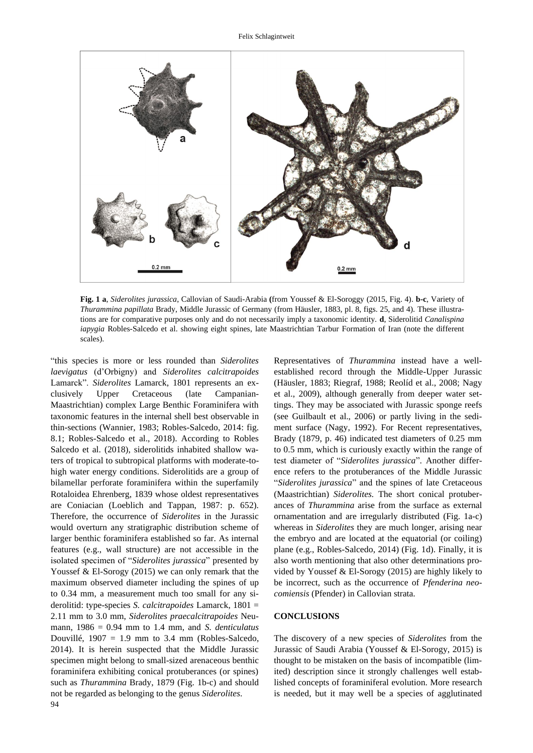**Fig. 1 a**, *Siderolites jurassica*, Callovian of Saudi-Arabia **(**from Youssef & El-Soroggy (2015, Fig. 4). **b-c**, Variety of *Thurammina papillata* Brady, Middle Jurassic of Germany (from Häusler, 1883, pl. 8, figs. 25, and 4). These illustrations are for comparative purposes only and do not necessarily imply a taxonomic identity. **d**, Siderolitid *Canalispina iapygia* Robles-Salcedo et al. showing eight spines, late Maastrichtian Tarbur Formation of Iran (note the different scales).

"this species is more or less rounded than *Siderolites laevigatus* (d'Orbigny) and *Siderolites calcitrapoides* Lamarck". *Siderolites* Lamarck, 1801 represents an exclusively Upper Cretaceous (late Campanian-Maastrichtian) complex Large Benthic Foraminifera with taxonomic features in the internal shell best observable in thin-sections (Wannier, 1983; Robles-Salcedo, 2014: fig. 8.1; Robles-Salcedo et al., 2018). According to Robles Salcedo et al. (2018), siderolitids inhabited shallow waters of tropical to subtropical platforms with moderate-to-high water energy conditions. Siderolitids are a group of bilamellar perforate foraminifera within the superfamily Rotaloidea Ehrenberg, 1839 whose oldest representatives are Coniacian (Loeblich and Tappan, 1987: p. 652). Therefore, the occurrence of *Siderolites* in the Jurassic would overturn any stratigraphic distribution scheme of larger benthic foraminifera established so far. As internal features (e.g., wall structure) are not accessible in the isolated specimen of "*Siderolites jurassica*" presented by Youssef & El-Sorogy (2015) we can only remark that the maximum observed diameter including the spines of up to 0.34 mm, a measurement much too small for any siderolitid: type-species *S. calcitrapoides* Lamarck, 1801 = 2.11 mm to 3.0 mm, *Siderolites praecalcitrapoides* Neumann, 1986 = 0.94 mm to 1.4 mm, and *S. denticulatus* Douvillé, 1907 = 1.9 mm to 3.4 mm (Robles-Salcedo, 2014). It is herein suspected that the Middle Jurassic specimen might belong to small-sized arenaceous benthic foraminifera exhibiting conical protuberances (or spines) such as *Thurammina* Brady, 1879 (Fig. 1b-c) and should not be regarded as belonging to the genus *Siderolites*.

Representatives of *Thurammina* instead have a well-established record through the Middle-Upper Jurassic (Häusler, 1883; Riegraf, 1988; Reolíd et al., 2008; Nagy et al., 2009), although generally from deeper water settings. They may be associated with Jurassic sponge reefs (see Guilbault et al., 2006) or partly living in the sediment surface (Nagy, 1992). For Recent representatives, Brady (1879, p. 46) indicated test diameters of 0.25 mm to 0.5 mm, which is curiously exactly within the range of test diameter of "*Siderolites jurassica*". Another difference refers to the protuberances of the Middle Jurassic "*Siderolites jurassica*" and the spines of late Cretaceous (Maastrichtian) *Siderolites.* The short conical protuberances of *Thurammina* arise from the surface as external ornamentation and are irregularly distributed (Fig. 1a-c) whereas in *Siderolites* they are much longer, arising near the embryo and are located at the equatorial (or coiling) plane (e.g., Robles-Salcedo, 2014) (Fig. 1d). Finally, it is also worth mentioning that also other determinations provided by Youssef & El-Sorogy (2015) are highly likely to be incorrect, such as the occurrence of *Pfenderina neocomiensis* (Pfender) in Callovian strata.

## CONCLUSIONS

The discovery of a new species of *Siderolites* from the Jurassic of Saudi Arabia (Youssef & El-Sorogy, 2015) is thought to be mistaken on the basis of incompatible (limited) description since it strongly challenges well established concepts of foraminiferal evolution. More research is needed, but it may well be a species of agglutinated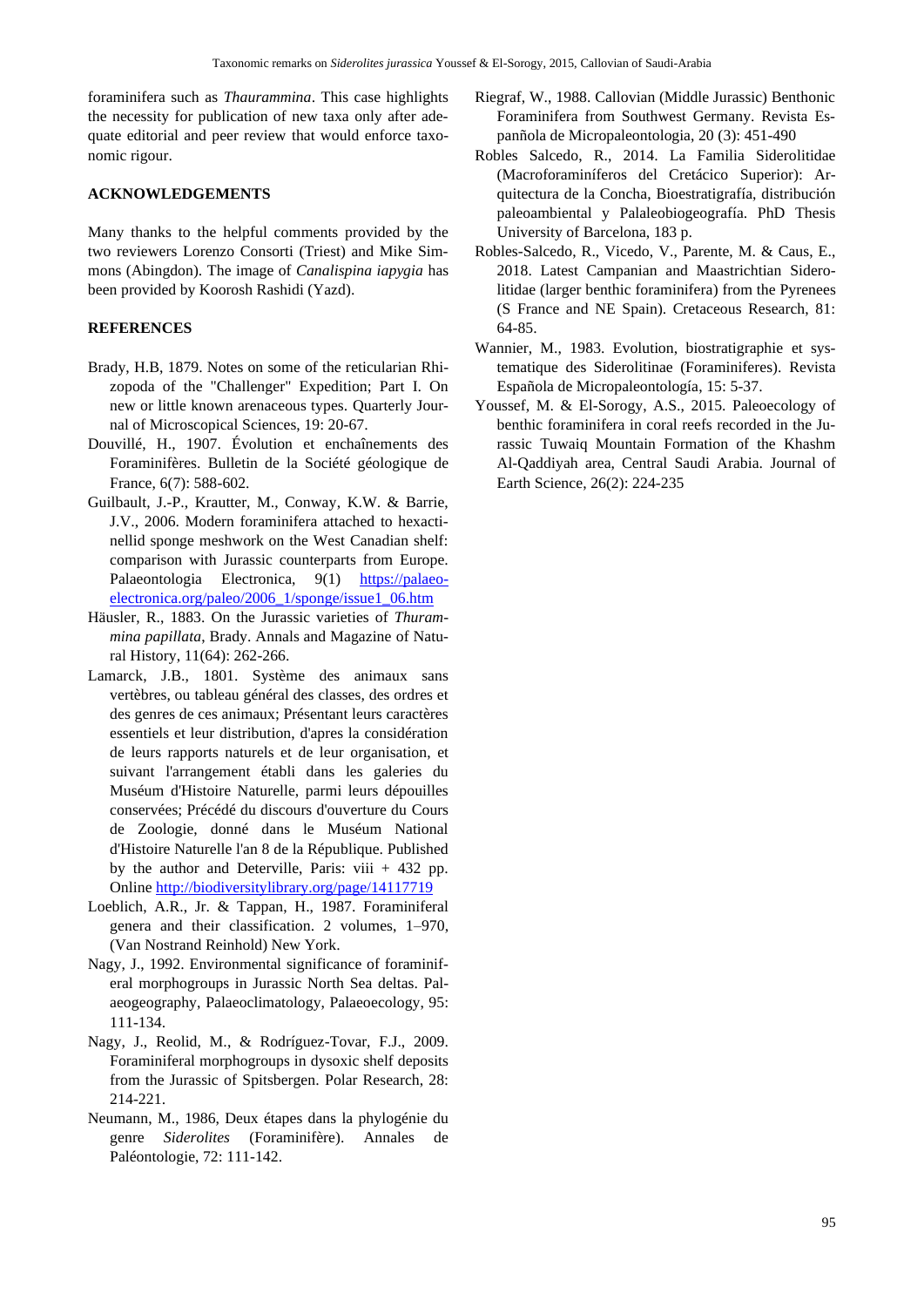foraminifera such as *Thaurammina*. This case highlights the necessity for publication of new taxa only after adequate editorial and peer review that would enforce taxonomic rigour.

## ACKNOWLEDGEMENTS

Many thanks to the helpful comments provided by the two reviewers Lorenzo Consorti (Triest) and Mike Simmons (Abingdon). The image of *Canalispina iapygia* has been provided by Koorosh Rashidi (Yazd).

## REFERENCES

Brady, H.B, 1879. Notes on some of the reticularian Rhizopoda of the "Challenger" Expedition; Part I. On new or little known arenaceous types. Quarterly Journal of Microscopical Sciences, 19: 20-67.

Douvillé, H., 1907. Évolution et enchaînements des Foraminifères. Bulletin de la Société géologique de France, 6(7): 588-602.

Guilbault, J.-P., Krautter, M., Conway, K.W. & Barrie, J.V., 2006. Modern foraminifera attached to hexactinellid sponge meshwork on the West Canadian shelf: comparison with Jurassic counterparts from Europe. Palaeontologia Electronica, 9(1) https://palaeo-electronica.org/paleo/2006_1/sponge/issue1_06.htm

Häusler, R., 1883. On the Jurassic varieties of *Thurammina papillata*, Brady. Annals and Magazine of Natural History, 11(64): 262-266.

Lamarck, J.B., 1801. Système des animaux sans vertèbres, ou tableau général des classes, des ordres et des genres de ces animaux; Présentant leurs caractères essentiels et leur distribution, d'apres la considération de leurs rapports naturels et de leur organisation, et suivant l'arrangement établi dans les galeries du Muséum d'Histoire Naturelle, parmi leurs dépouilles conservées; Précédé du discours d'ouverture du Cours de Zoologie, donné dans le Muséum National d'Histoire Naturelle l'an 8 de la République. Published by the author and Deterville, Paris: viii + 432 pp. Online http://biodiversitylibrary.org/page/14117719

Loeblich, A.R., Jr. & Tappan, H., 1987. Foraminiferal genera and their classification. 2 volumes, 1–970, (Van Nostrand Reinhold) New York.

Nagy, J., 1992. Environmental significance of foraminiferal morphogroups in Jurassic North Sea deltas. Palaeogeography, Palaeoclimatology, Palaeoecology, 95: 111-134.

Nagy, J., Reolid, M., & Rodríguez-Tovar, F.J., 2009. Foraminiferal morphogroups in dysoxic shelf deposits from the Jurassic of Spitsbergen. Polar Research, 28: 214-221.

Neumann, M., 1986, Deux étapes dans la phylogénie du genre *Siderolites* (Foraminifère). Annales de Paléontologie, 72: 111-142.

Riegraf, W., 1988. Callovian (Middle Jurassic) Benthonic Foraminifera from Southwest Germany. Revista Española de Micropaleontologia, 20 (3): 451-490

Robles Salcedo, R., 2014. La Familia Siderolitidae (Macroforaminíferos del Cretácico Superior): Arquitectura de la Concha, Bioestratigrafía, distribución paleoambiental y Palaleobiogeografía. PhD Thesis University of Barcelona, 183 p.

Robles-Salcedo, R., Vicedo, V., Parente, M. & Caus, E., 2018. Latest Campanian and Maastrichtian Siderolitidae (larger benthic foraminifera) from the Pyrenees (S France and NE Spain). Cretaceous Research, 81: 64-85.

Wannier, M., 1983. Evolution, biostratigraphie et systematique des Siderolitinae (Foraminiferes). Revista Española de Micropaleontología, 15: 5-37.

Youssef, M. & El-Sorogy, A.S., 2015. Paleoecology of benthic foraminifera in coral reefs recorded in the Jurassic Tuwaiq Mountain Formation of the Khashm Al-Qaddiyah area, Central Saudi Arabia. Journal of Earth Science, 26(2): 224-235